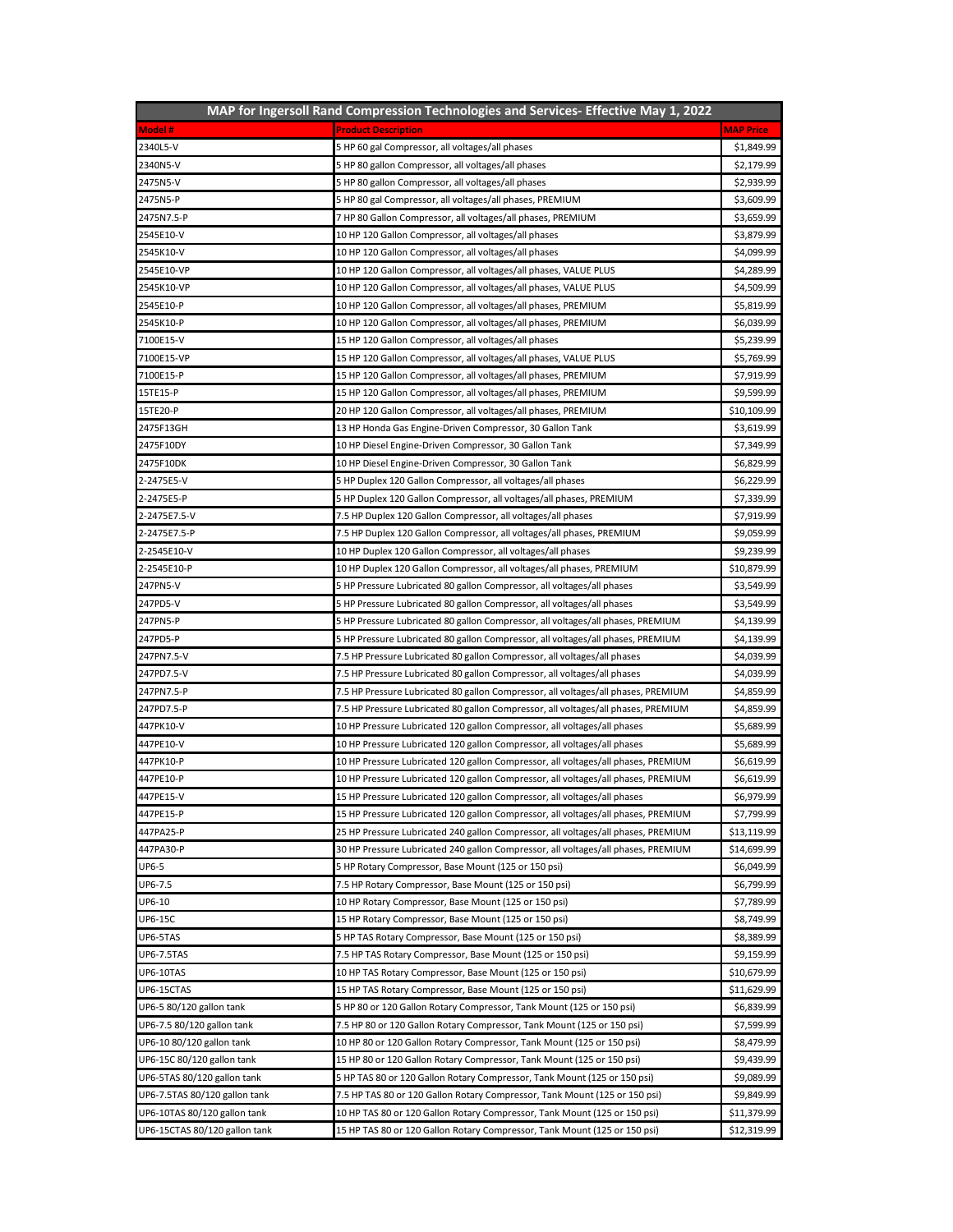| MAP for Ingersoll Rand Compression Technologies and Services- Effective May 1, 2022 | | |
|---|---|---|
| **Model #** | **Product Description** | **MAP Price** |
| 2340L5-V | 5 HP 60 gal Compressor, all voltages/all phases | $1,849.99 |
| 2340N5-V | 5 HP 80 gallon Compressor, all voltages/all phases | $2,179.99 |
| 2475N5-V | 5 HP 80 gallon Compressor, all voltages/all phases | $2,939.99 |
| 2475N5-P | 5 HP 80 gal Compressor, all voltages/all phases, PREMIUM | $3,609.99 |
| 2475N7.5-P | 7 HP 80 Gallon Compressor, all voltages/all phases, PREMIUM | $3,659.99 |
| 2545E10-V | 10 HP 120 Gallon Compressor, all voltages/all phases | $3,879.99 |
| 2545K10-V | 10 HP 120 Gallon Compressor, all voltages/all phases | $4,099.99 |
| 2545E10-VP | 10 HP 120 Gallon Compressor, all voltages/all phases, VALUE PLUS | $4,289.99 |
| 2545K10-VP | 10 HP 120 Gallon Compressor, all voltages/all phases, VALUE PLUS | $4,509.99 |
| 2545E10-P | 10 HP 120 Gallon Compressor, all voltages/all phases, PREMIUM | $5,819.99 |
| 2545K10-P | 10 HP 120 Gallon Compressor, all voltages/all phases, PREMIUM | $6,039.99 |
| 7100E15-V | 15 HP 120 Gallon Compressor, all voltages/all phases | $5,239.99 |
| 7100E15-VP | 15 HP 120 Gallon Compressor, all voltages/all phases, VALUE PLUS | $5,769.99 |
| 7100E15-P | 15 HP 120 Gallon Compressor, all voltages/all phases, PREMIUM | $7,919.99 |
| 15TE15-P | 15 HP 120 Gallon Compressor, all voltages/all phases, PREMIUM | $9,599.99 |
| 15TE20-P | 20 HP 120 Gallon Compressor, all voltages/all phases, PREMIUM | $10,109.99 |
| 2475F13GH | 13 HP Honda Gas Engine-Driven Compressor, 30 Gallon Tank | $3,619.99 |
| 2475F10DY | 10 HP Diesel Engine-Driven Compressor, 30 Gallon Tank | $7,349.99 |
| 2475F10DK | 10 HP Diesel Engine-Driven Compressor, 30 Gallon Tank | $6,829.99 |
| 2-2475E5-V | 5 HP Duplex 120 Gallon Compressor, all voltages/all phases | $6,229.99 |
| 2-2475E5-P | 5 HP Duplex 120 Gallon Compressor, all voltages/all phases, PREMIUM | $7,339.99 |
| 2-2475E7.5-V | 7.5 HP Duplex 120 Gallon Compressor, all voltages/all phases | $7,919.99 |
| 2-2475E7.5-P | 7.5 HP Duplex 120 Gallon Compressor, all voltages/all phases, PREMIUM | $9,059.99 |
| 2-2545E10-V | 10 HP Duplex 120 Gallon Compressor, all voltages/all phases | $9,239.99 |
| 2-2545E10-P | 10 HP Duplex 120 Gallon Compressor, all voltages/all phases, PREMIUM | $10,879.99 |
| 247PN5-V | 5 HP Pressure Lubricated 80 gallon Compressor, all voltages/all phases | $3,549.99 |
| 247PD5-V | 5 HP Pressure Lubricated 80 gallon Compressor, all voltages/all phases | $3,549.99 |
| 247PN5-P | 5 HP Pressure Lubricated 80 gallon Compressor, all voltages/all phases, PREMIUM | $4,139.99 |
| 247PD5-P | 5 HP Pressure Lubricated 80 gallon Compressor, all voltages/all phases, PREMIUM | $4,139.99 |
| 247PN7.5-V | 7.5 HP Pressure Lubricated 80 gallon Compressor, all voltages/all phases | $4,039.99 |
| 247PD7.5-V | 7.5 HP Pressure Lubricated 80 gallon Compressor, all voltages/all phases | $4,039.99 |
| 247PN7.5-P | 7.5 HP Pressure Lubricated 80 gallon Compressor, all voltages/all phases, PREMIUM | $4,859.99 |
| 247PD7.5-P | 7.5 HP Pressure Lubricated 80 gallon Compressor, all voltages/all phases, PREMIUM | $4,859.99 |
| 447PK10-V | 10 HP Pressure Lubricated 120 gallon Compressor, all voltages/all phases | $5,689.99 |
| 447PE10-V | 10 HP Pressure Lubricated 120 gallon Compressor, all voltages/all phases | $5,689.99 |
| 447PK10-P | 10 HP Pressure Lubricated 120 gallon Compressor, all voltages/all phases, PREMIUM | $6,619.99 |
| 447PE10-P | 10 HP Pressure Lubricated 120 gallon Compressor, all voltages/all phases, PREMIUM | $6,619.99 |
| 447PE15-V | 15 HP Pressure Lubricated 120 gallon Compressor, all voltages/all phases | $6,979.99 |
| 447PE15-P | 15 HP Pressure Lubricated 120 gallon Compressor, all voltages/all phases, PREMIUM | $7,799.99 |
| 447PA25-P | 25 HP Pressure Lubricated 240 gallon Compressor, all voltages/all phases, PREMIUM | $13,119.99 |
| 447PA30-P | 30 HP Pressure Lubricated 240 gallon Compressor, all voltages/all phases, PREMIUM | $14,699.99 |
| UP6-5 | 5 HP Rotary Compressor, Base Mount (125 or 150 psi) | $6,049.99 |
| UP6-7.5 | 7.5 HP Rotary Compressor, Base Mount (125 or 150 psi) | $6,799.99 |
| UP6-10 | 10 HP Rotary Compressor, Base Mount (125 or 150 psi) | $7,789.99 |
| UP6-15C | 15 HP Rotary Compressor, Base Mount (125 or 150 psi) | $8,749.99 |
| UP6-5TAS | 5 HP TAS Rotary Compressor, Base Mount (125 or 150 psi) | $8,389.99 |
| UP6-7.5TAS | 7.5 HP TAS Rotary Compressor, Base Mount (125 or 150 psi) | $9,159.99 |
| UP6-10TAS | 10 HP TAS Rotary Compressor, Base Mount (125 or 150 psi) | $10,679.99 |
| UP6-15CTAS | 15 HP TAS Rotary Compressor, Base Mount (125 or 150 psi) | $11,629.99 |
| UP6-5 80/120 gallon tank | 5 HP 80 or 120 Gallon Rotary Compressor, Tank Mount (125 or 150 psi) | $6,839.99 |
| UP6-7.5 80/120 gallon tank | 7.5 HP 80 or 120 Gallon Rotary Compressor, Tank Mount (125 or 150 psi) | $7,599.99 |
| UP6-10 80/120 gallon tank | 10 HP 80 or 120 Gallon Rotary Compressor, Tank Mount (125 or 150 psi) | $8,479.99 |
| UP6-15C 80/120 gallon tank | 15 HP 80 or 120 Gallon Rotary Compressor, Tank Mount (125 or 150 psi) | $9,439.99 |
| UP6-5TAS 80/120 gallon tank | 5 HP TAS 80 or 120 Gallon Rotary Compressor, Tank Mount (125 or 150 psi) | $9,089.99 |
| UP6-7.5TAS 80/120 gallon tank | 7.5 HP TAS 80 or 120 Gallon Rotary Compressor, Tank Mount (125 or 150 psi) | $9,849.99 |
| UP6-10TAS 80/120 gallon tank | 10 HP TAS 80 or 120 Gallon Rotary Compressor, Tank Mount (125 or 150 psi) | $11,379.99 |
| UP6-15CTAS 80/120 gallon tank | 15 HP TAS 80 or 120 Gallon Rotary Compressor, Tank Mount (125 or 150 psi) | $12,319.99 |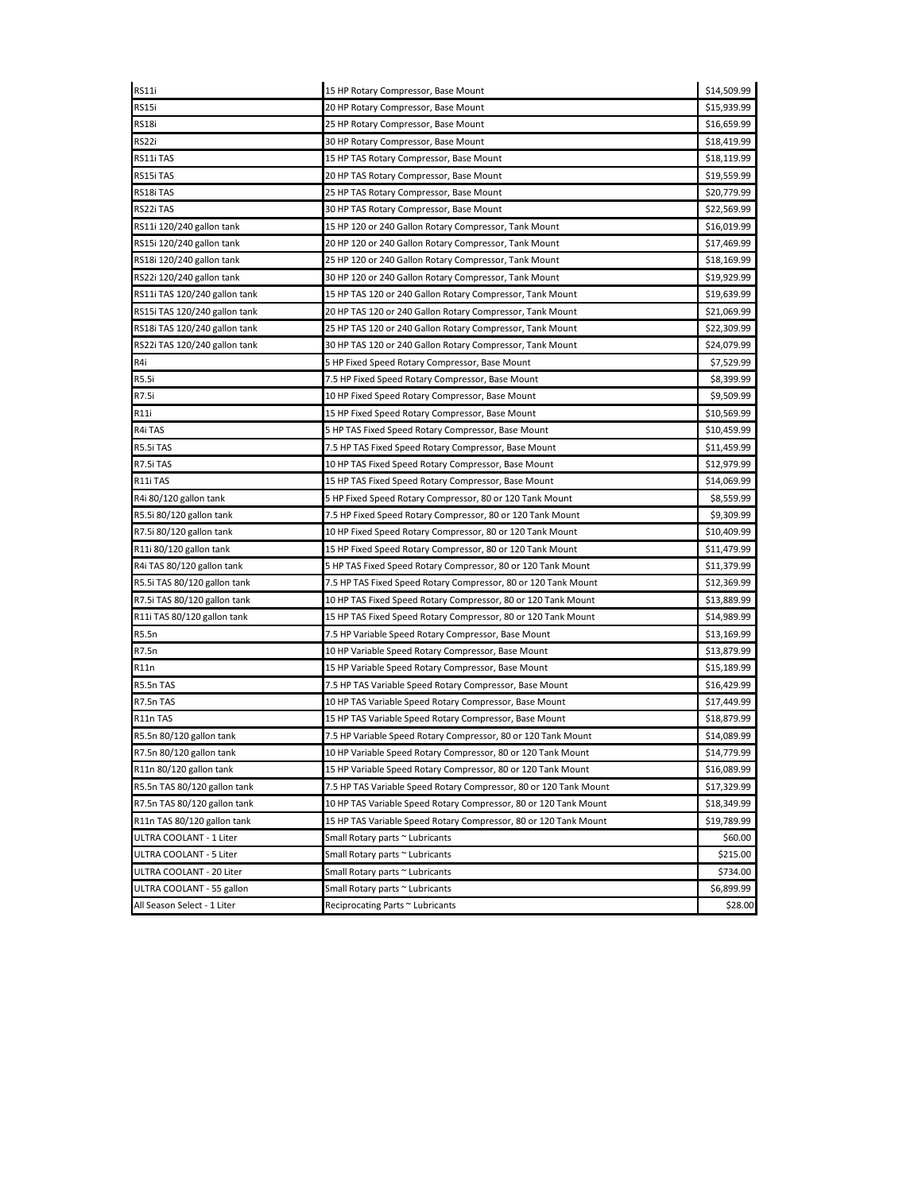| | | |
|---|---|---|
| RS11i | 15 HP Rotary Compressor, Base Mount | $14,509.99 |
| RS15i | 20 HP Rotary Compressor, Base Mount | $15,939.99 |
| RS18i | 25 HP Rotary Compressor, Base Mount | $16,659.99 |
| RS22i | 30 HP Rotary Compressor, Base Mount | $18,419.99 |
| RS11i TAS | 15 HP TAS Rotary Compressor, Base Mount | $18,119.99 |
| RS15i TAS | 20 HP TAS Rotary Compressor, Base Mount | $19,559.99 |
| RS18i TAS | 25 HP TAS Rotary Compressor, Base Mount | $20,779.99 |
| RS22i TAS | 30 HP TAS Rotary Compressor, Base Mount | $22,569.99 |
| RS11i 120/240 gallon tank | 15 HP 120 or 240 Gallon Rotary Compressor, Tank Mount | $16,019.99 |
| RS15i 120/240 gallon tank | 20 HP 120 or 240 Gallon Rotary Compressor, Tank Mount | $17,469.99 |
| RS18i 120/240 gallon tank | 25 HP 120 or 240 Gallon Rotary Compressor, Tank Mount | $18,169.99 |
| RS22i 120/240 gallon tank | 30 HP 120 or 240 Gallon Rotary Compressor, Tank Mount | $19,929.99 |
| RS11i TAS 120/240 gallon tank | 15 HP TAS 120 or 240 Gallon Rotary Compressor, Tank Mount | $19,639.99 |
| RS15i TAS 120/240 gallon tank | 20 HP TAS 120 or 240 Gallon Rotary Compressor, Tank Mount | $21,069.99 |
| RS18i TAS 120/240 gallon tank | 25 HP TAS 120 or 240 Gallon Rotary Compressor, Tank Mount | $22,309.99 |
| RS22i TAS 120/240 gallon tank | 30 HP TAS 120 or 240 Gallon Rotary Compressor, Tank Mount | $24,079.99 |
| R4i | 5 HP Fixed Speed Rotary Compressor, Base Mount | $7,529.99 |
| R5.5i | 7.5 HP Fixed Speed Rotary Compressor, Base Mount | $8,399.99 |
| R7.5i | 10 HP Fixed Speed Rotary Compressor, Base Mount | $9,509.99 |
| R11i | 15 HP Fixed Speed Rotary Compressor, Base Mount | $10,569.99 |
| R4i TAS | 5 HP TAS Fixed Speed Rotary Compressor, Base Mount | $10,459.99 |
| R5.5i TAS | 7.5 HP TAS Fixed Speed Rotary Compressor, Base Mount | $11,459.99 |
| R7.5i TAS | 10 HP TAS Fixed Speed Rotary Compressor, Base Mount | $12,979.99 |
| R11i TAS | 15 HP TAS Fixed Speed Rotary Compressor, Base Mount | $14,069.99 |
| R4i 80/120 gallon tank | 5 HP Fixed Speed Rotary Compressor, 80 or 120 Tank Mount | $8,559.99 |
| R5.5i 80/120 gallon tank | 7.5 HP Fixed Speed Rotary Compressor, 80 or 120 Tank Mount | $9,309.99 |
| R7.5i 80/120 gallon tank | 10 HP Fixed Speed Rotary Compressor, 80 or 120 Tank Mount | $10,409.99 |
| R11i 80/120 gallon tank | 15 HP Fixed Speed Rotary Compressor, 80 or 120 Tank Mount | $11,479.99 |
| R4i TAS 80/120 gallon tank | 5 HP TAS Fixed Speed Rotary Compressor, 80 or 120 Tank Mount | $11,379.99 |
| R5.5i TAS 80/120 gallon tank | 7.5 HP TAS Fixed Speed Rotary Compressor, 80 or 120 Tank Mount | $12,369.99 |
| R7.5i TAS 80/120 gallon tank | 10 HP TAS Fixed Speed Rotary Compressor, 80 or 120 Tank Mount | $13,889.99 |
| R11i TAS 80/120 gallon tank | 15 HP TAS Fixed Speed Rotary Compressor, 80 or 120 Tank Mount | $14,989.99 |
| R5.5n | 7.5 HP Variable Speed Rotary Compressor, Base Mount | $13,169.99 |
| R7.5n | 10 HP Variable Speed Rotary Compressor, Base Mount | $13,879.99 |
| R11n | 15 HP Variable Speed Rotary Compressor, Base Mount | $15,189.99 |
| R5.5n TAS | 7.5 HP TAS Variable Speed Rotary Compressor, Base Mount | $16,429.99 |
| R7.5n TAS | 10 HP TAS Variable Speed Rotary Compressor, Base Mount | $17,449.99 |
| R11n TAS | 15 HP TAS Variable Speed Rotary Compressor, Base Mount | $18,879.99 |
| R5.5n 80/120 gallon tank | 7.5 HP Variable Speed Rotary Compressor, 80 or 120 Tank Mount | $14,089.99 |
| R7.5n 80/120 gallon tank | 10 HP Variable Speed Rotary Compressor, 80 or 120 Tank Mount | $14,779.99 |
| R11n 80/120 gallon tank | 15 HP Variable Speed Rotary Compressor, 80 or 120 Tank Mount | $16,089.99 |
| R5.5n TAS 80/120 gallon tank | 7.5 HP TAS Variable Speed Rotary Compressor, 80 or 120 Tank Mount | $17,329.99 |
| R7.5n TAS 80/120 gallon tank | 10 HP TAS Variable Speed Rotary Compressor, 80 or 120 Tank Mount | $18,349.99 |
| R11n TAS 80/120 gallon tank | 15 HP TAS Variable Speed Rotary Compressor, 80 or 120 Tank Mount | $19,789.99 |
| ULTRA COOLANT - 1 Liter | Small Rotary parts ~ Lubricants | $60.00 |
| ULTRA COOLANT - 5 Liter | Small Rotary parts ~ Lubricants | $215.00 |
| ULTRA COOLANT - 20 Liter | Small Rotary parts ~ Lubricants | $734.00 |
| ULTRA COOLANT - 55 gallon | Small Rotary parts ~ Lubricants | $6,899.99 |
| All Season Select - 1 Liter | Reciprocating Parts ~ Lubricants | $28.00 |